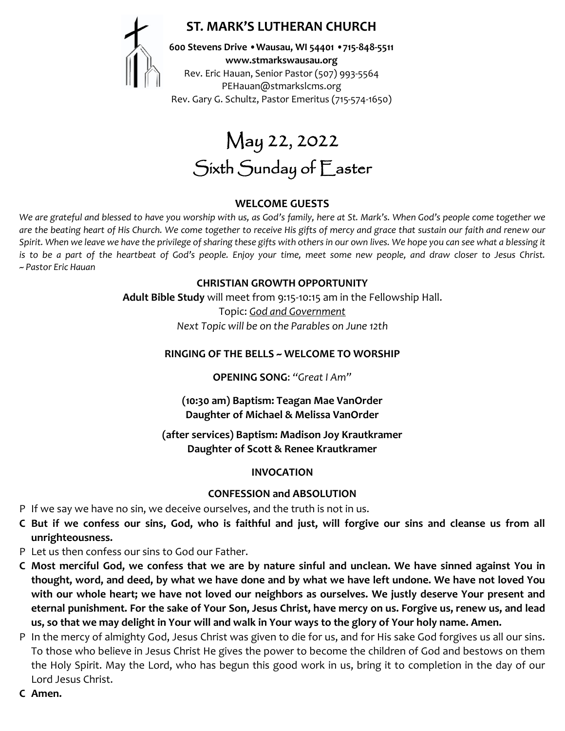# ST. MARK'S LUTHERAN CHURCH

**600 Stevens Drive • Wausau, WI 54401 • 715-848-5511**
**www.stmarkswausau.org**
Rev. Eric Hauan, Senior Pastor (507) 993-5564
PEHauan@stmarkslcms.org
Rev. Gary G. Schultz, Pastor Emeritus (715-574-1650)

# May 22, 2022
# Sixth Sunday of Easter

### WELCOME GUESTS

*We are grateful and blessed to have you worship with us, as God's family, here at St. Mark's. When God's people come together we are the beating heart of His Church. We come together to receive His gifts of mercy and grace that sustain our faith and renew our Spirit. When we leave we have the privilege of sharing these gifts with others in our own lives. We hope you can see what a blessing it is to be a part of the heartbeat of God's people. Enjoy your time, meet some new people, and draw closer to Jesus Christ. ~ Pastor Eric Hauan*

### CHRISTIAN GROWTH OPPORTUNITY

**Adult Bible Study** will meet from 9:15-10:15 am in the Fellowship Hall.
Topic: *God and Government*
*Next Topic will be on the Parables on June 12th*

### RINGING OF THE BELLS ~ WELCOME TO WORSHIP

**OPENING SONG**: *"Great I Am"*

**(10:30 am) Baptism: Teagan Mae VanOrder**
**Daughter of Michael & Melissa VanOrder**

**(after services) Baptism: Madison Joy Krautkramer**
**Daughter of Scott & Renee Krautkramer**

### INVOCATION

### CONFESSION and ABSOLUTION

P If we say we have no sin, we deceive ourselves, and the truth is not in us.

**C But if we confess our sins, God, who is faithful and just, will forgive our sins and cleanse us from all unrighteousness.**

P Let us then confess our sins to God our Father.

**C Most merciful God, we confess that we are by nature sinful and unclean. We have sinned against You in thought, word, and deed, by what we have done and by what we have left undone. We have not loved You with our whole heart; we have not loved our neighbors as ourselves. We justly deserve Your present and eternal punishment. For the sake of Your Son, Jesus Christ, have mercy on us. Forgive us, renew us, and lead us, so that we may delight in Your will and walk in Your ways to the glory of Your holy name. Amen.**

P In the mercy of almighty God, Jesus Christ was given to die for us, and for His sake God forgives us all our sins. To those who believe in Jesus Christ He gives the power to become the children of God and bestows on them the Holy Spirit. May the Lord, who has begun this good work in us, bring it to completion in the day of our Lord Jesus Christ.

**C Amen.**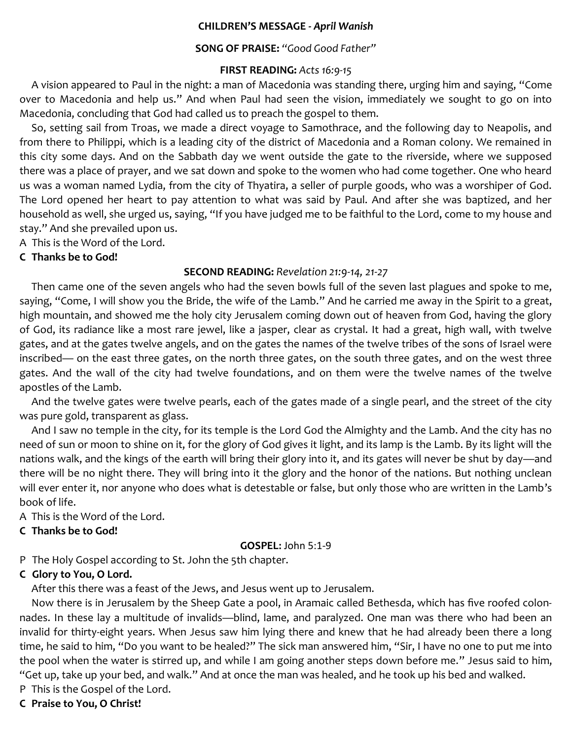**CHILDREN'S MESSAGE** - ***April Wanish***

**SONG OF PRAISE:** *"Good Good Father"*

**FIRST READING:** *Acts 16:9-15*

A vision appeared to Paul in the night: a man of Macedonia was standing there, urging him and saying, "Come over to Macedonia and help us." And when Paul had seen the vision, immediately we sought to go on into Macedonia, concluding that God had called us to preach the gospel to them.

So, setting sail from Troas, we made a direct voyage to Samothrace, and the following day to Neapolis, and from there to Philippi, which is a leading city of the district of Macedonia and a Roman colony. We remained in this city some days. And on the Sabbath day we went outside the gate to the riverside, where we supposed there was a place of prayer, and we sat down and spoke to the women who had come together. One who heard us was a woman named Lydia, from the city of Thyatira, a seller of purple goods, who was a worshiper of God. The Lord opened her heart to pay attention to what was said by Paul. And after she was baptized, and her household as well, she urged us, saying, "If you have judged me to be faithful to the Lord, come to my house and stay." And she prevailed upon us.

A This is the Word of the Lord.

**C Thanks be to God!**

**SECOND READING:** *Revelation 21:9-14, 21-27*

Then came one of the seven angels who had the seven bowls full of the seven last plagues and spoke to me, saying, "Come, I will show you the Bride, the wife of the Lamb." And he carried me away in the Spirit to a great, high mountain, and showed me the holy city Jerusalem coming down out of heaven from God, having the glory of God, its radiance like a most rare jewel, like a jasper, clear as crystal. It had a great, high wall, with twelve gates, and at the gates twelve angels, and on the gates the names of the twelve tribes of the sons of Israel were inscribed— on the east three gates, on the north three gates, on the south three gates, and on the west three gates. And the wall of the city had twelve foundations, and on them were the twelve names of the twelve apostles of the Lamb.

And the twelve gates were twelve pearls, each of the gates made of a single pearl, and the street of the city was pure gold, transparent as glass.

And I saw no temple in the city, for its temple is the Lord God the Almighty and the Lamb. And the city has no need of sun or moon to shine on it, for the glory of God gives it light, and its lamp is the Lamb. By its light will the nations walk, and the kings of the earth will bring their glory into it, and its gates will never be shut by day—and there will be no night there. They will bring into it the glory and the honor of the nations. But nothing unclean will ever enter it, nor anyone who does what is detestable or false, but only those who are written in the Lamb's book of life.

A This is the Word of the Lord.

**C Thanks be to God!**

**GOSPEL:** John 5:1-9

P The Holy Gospel according to St. John the 5th chapter.

**C Glory to You, O Lord.**

After this there was a feast of the Jews, and Jesus went up to Jerusalem.

Now there is in Jerusalem by the Sheep Gate a pool, in Aramaic called Bethesda, which has five roofed colonnades. In these lay a multitude of invalids—blind, lame, and paralyzed. One man was there who had been an invalid for thirty-eight years. When Jesus saw him lying there and knew that he had already been there a long time, he said to him, "Do you want to be healed?" The sick man answered him, "Sir, I have no one to put me into the pool when the water is stirred up, and while I am going another steps down before me." Jesus said to him, "Get up, take up your bed, and walk." And at once the man was healed, and he took up his bed and walked.

P This is the Gospel of the Lord.

**C Praise to You, O Christ!**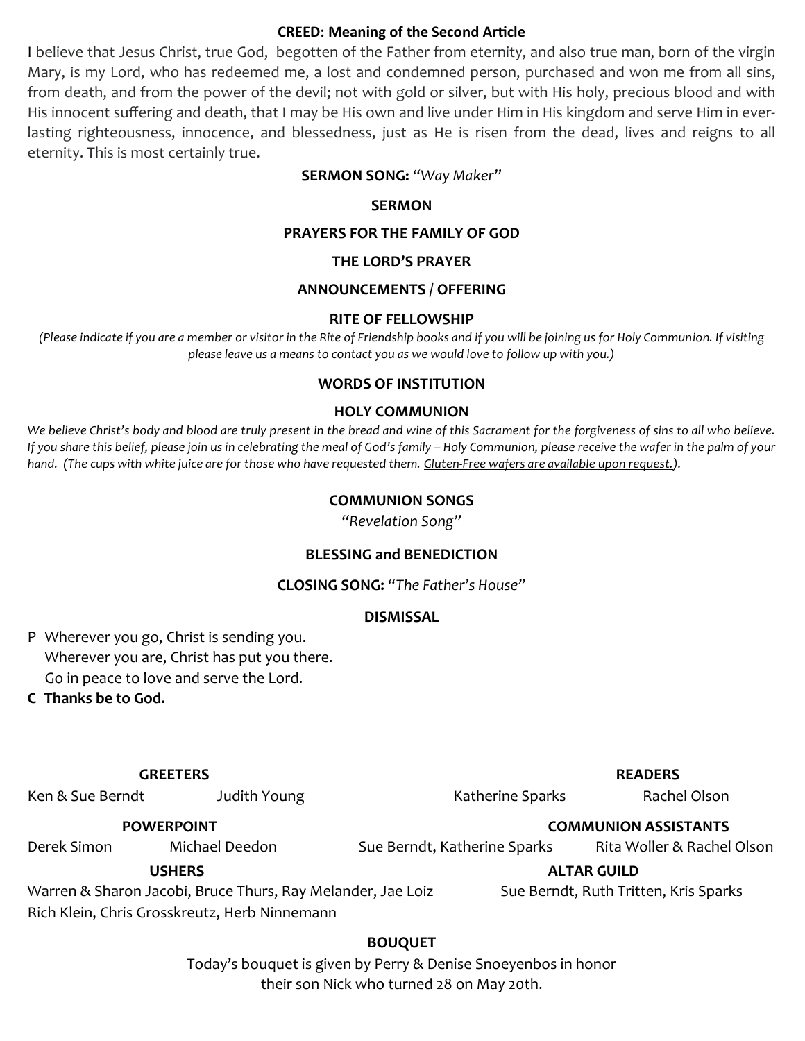**CREED: Meaning of the Second Article**

I believe that Jesus Christ, true God, begotten of the Father from eternity, and also true man, born of the virgin Mary, is my Lord, who has redeemed me, a lost and condemned person, purchased and won me from all sins, from death, and from the power of the devil; not with gold or silver, but with His holy, precious blood and with His innocent suffering and death, that I may be His own and live under Him in His kingdom and serve Him in everlasting righteousness, innocence, and blessedness, just as He is risen from the dead, lives and reigns to all eternity. This is most certainly true.

**SERMON SONG:** *"Way Maker"*

**SERMON**

**PRAYERS FOR THE FAMILY OF GOD**

**THE LORD'S PRAYER**

**ANNOUNCEMENTS / OFFERING**

**RITE OF FELLOWSHIP**

*(Please indicate if you are a member or visitor in the Rite of Friendship books and if you will be joining us for Holy Communion. If visiting please leave us a means to contact you as we would love to follow up with you.)*

**WORDS OF INSTITUTION**

**HOLY COMMUNION**

*We believe Christ's body and blood are truly present in the bread and wine of this Sacrament for the forgiveness of sins to all who believe. If you share this belief, please join us in celebrating the meal of God's family – Holy Communion, please receive the wafer in the palm of your hand. (The cups with white juice are for those who have requested them. Gluten-Free wafers are available upon request.).*

**COMMUNION SONGS**

*"Revelation Song"*

**BLESSING and BENEDICTION**

**CLOSING SONG:** *"The Father's House"*

**DISMISSAL**

P Wherever you go, Christ is sending you.
Wherever you are, Christ has put you there.
Go in peace to love and serve the Lord.

**C Thanks be to God.**

**GREETERS**

Ken & Sue Berndt  Judith Young

**READERS**

Katherine Sparks  Rachel Olson

**POWERPOINT**

Derek Simon  Michael Deedon

**COMMUNION ASSISTANTS**

Sue Berndt, Katherine Sparks  Rita Woller & Rachel Olson

**USHERS**

Warren & Sharon Jacobi, Bruce Thurs, Ray Melander, Jae Loiz
Rich Klein, Chris Grosskreutz, Herb Ninnemann

**ALTAR GUILD**

Sue Berndt, Ruth Tritten, Kris Sparks

**BOUQUET**

Today's bouquet is given by Perry & Denise Snoeyenbos in honor their son Nick who turned 28 on May 20th.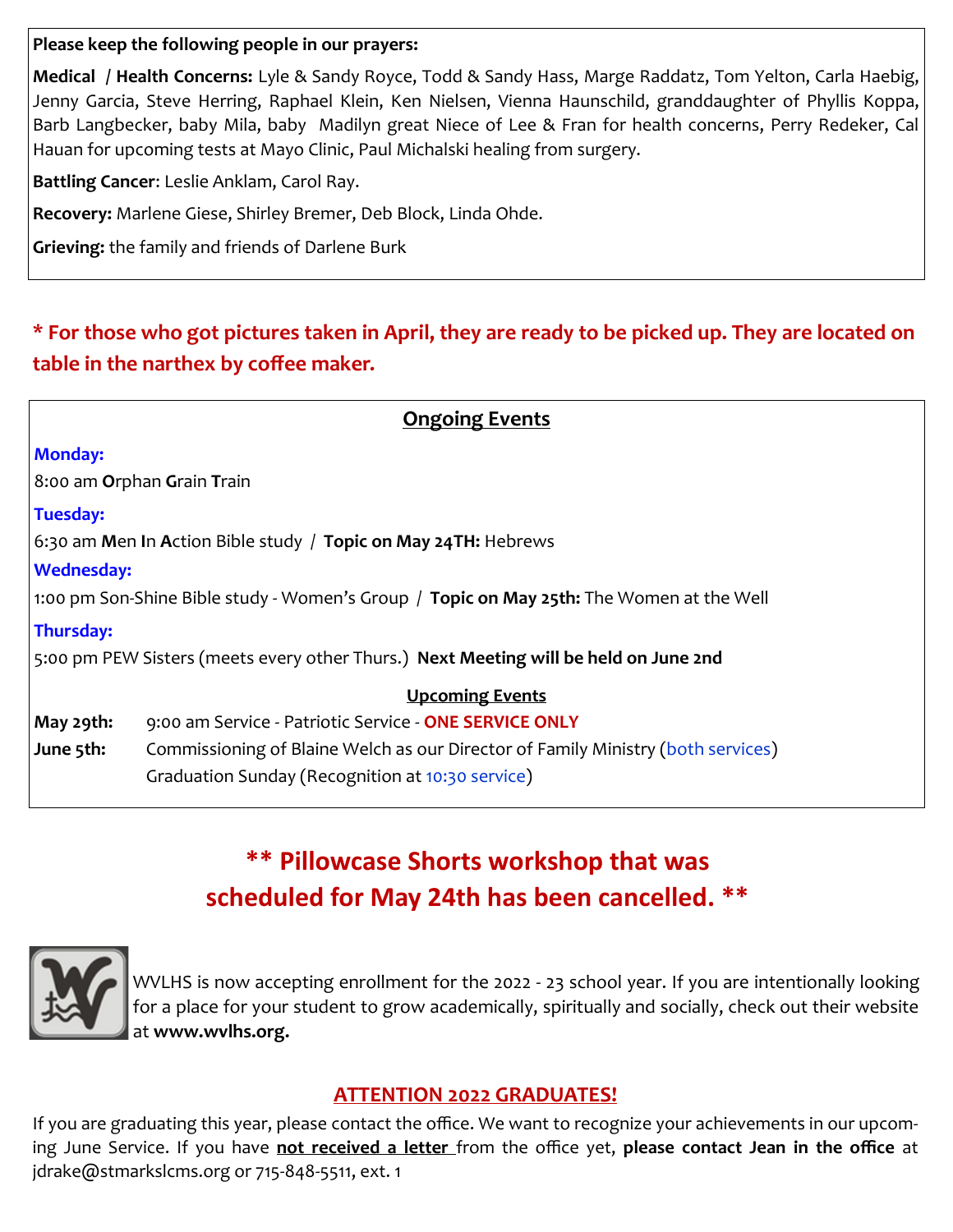**Please keep the following people in our prayers:**

**Medical / Health Concerns:** Lyle & Sandy Royce, Todd & Sandy Hass, Marge Raddatz, Tom Yelton, Carla Haebig, Jenny Garcia, Steve Herring, Raphael Klein, Ken Nielsen, Vienna Haunschild, granddaughter of Phyllis Koppa, Barb Langbecker, baby Mila, baby Madilyn great Niece of Lee & Fran for health concerns, Perry Redeker, Cal Hauan for upcoming tests at Mayo Clinic, Paul Michalski healing from surgery.

**Battling Cancer**: Leslie Anklam, Carol Ray.

**Recovery:** Marlene Giese, Shirley Bremer, Deb Block, Linda Ohde.

**Grieving:** the family and friends of Darlene Burk

**\* For those who got pictures taken in April, they are ready to be picked up. They are located on table in the narthex by coffee maker.**

## Ongoing Events

**Monday:**

8:00 am **O**rphan **G**rain **T**rain

**Tuesday:**

6:30 am **M**en **I**n **A**ction Bible study / **Topic on May 24TH:** Hebrews

**Wednesday:**

1:00 pm Son-Shine Bible study - Women's Group / **Topic on May 25th:** The Women at the Well

**Thursday:**

5:00 pm PEW Sisters (meets every other Thurs.) **Next Meeting will be held on June 2nd**

### Upcoming Events

**May 29th:** 9:00 am Service - Patriotic Service - **ONE SERVICE ONLY**

**June 5th:** Commissioning of Blaine Welch as our Director of Family Ministry (both services)
Graduation Sunday (Recognition at 10:30 service)

## ** Pillowcase Shorts workshop that was scheduled for May 24th has been cancelled. **

WVLHS is now accepting enrollment for the 2022 - 23 school year. If you are intentionally looking for a place for your student to grow academically, spiritually and socially, check out their website at **www.wvlhs.org.**

## ATTENTION 2022 GRADUATES!

If you are graduating this year, please contact the office. We want to recognize your achievements in our upcoming June Service. If you have **not received a letter** from the office yet, **please contact Jean in the office** at jdrake@stmarkslcms.org or 715-848-5511, ext. 1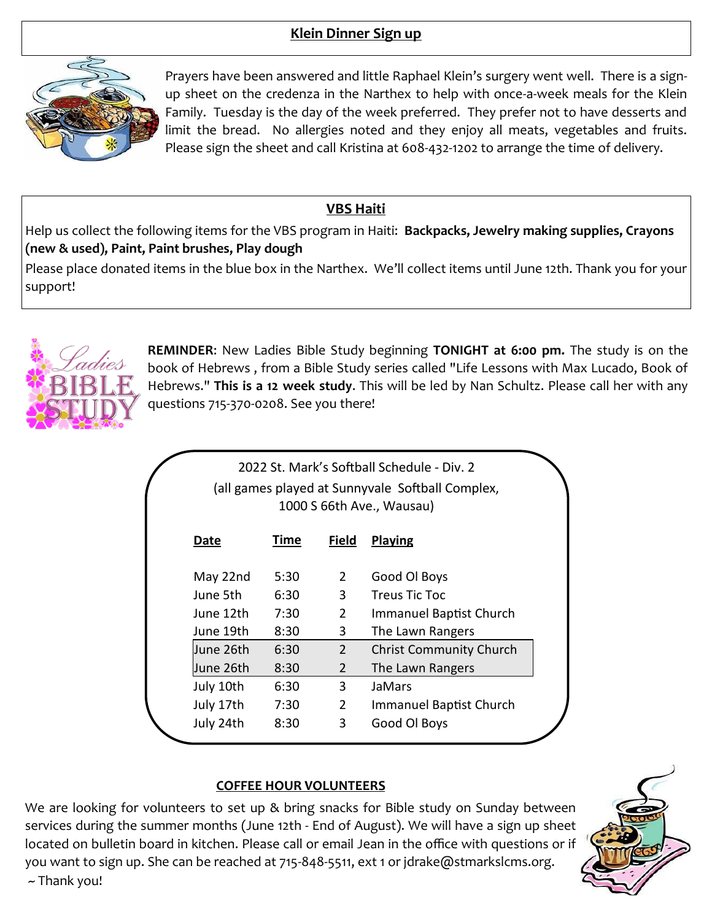## Klein Dinner Sign up

Prayers have been answered and little Raphael Klein's surgery went well. There is a sign-up sheet on the credenza in the Narthex to help with once-a-week meals for the Klein Family. Tuesday is the day of the week preferred. They prefer not to have desserts and limit the bread. No allergies noted and they enjoy all meats, vegetables and fruits. Please sign the sheet and call Kristina at 608-432-1202 to arrange the time of delivery.

## VBS Haiti

Help us collect the following items for the VBS program in Haiti: **Backpacks, Jewelry making supplies, Crayons (new & used), Paint, Paint brushes, Play dough**

Please place donated items in the blue box in the Narthex. We'll collect items until June 12th. Thank you for your support!

**REMINDER**: New Ladies Bible Study beginning **TONIGHT at 6:00 pm.** The study is on the book of Hebrews , from a Bible Study series called "Life Lessons with Max Lucado, Book of Hebrews." **This is a 12 week study**. This will be led by Nan Schultz. Please call her with any questions 715-370-0208. See you there!

2022 St. Mark's Softball Schedule - Div. 2
(all games played at Sunnyvale Softball Complex, 1000 S 66th Ave., Wausau)

| Date | Time | Field | Playing |
|---|---|---|---|
| May 22nd | 5:30 | 2 | Good Ol Boys |
| June 5th | 6:30 | 3 | Treus Tic Toc |
| June 12th | 7:30 | 2 | Immanuel Baptist Church |
| June 19th | 8:30 | 3 | The Lawn Rangers |
| June 26th | 6:30 | 2 | Christ Community Church |
| June 26th | 8:30 | 2 | The Lawn Rangers |
| July 10th | 6:30 | 3 | JaMars |
| July 17th | 7:30 | 2 | Immanuel Baptist Church |
| July 24th | 8:30 | 3 | Good Ol Boys |

## COFFEE HOUR VOLUNTEERS

We are looking for volunteers to set up & bring snacks for Bible study on Sunday between services during the summer months (June 12th - End of August). We will have a sign up sheet located on bulletin board in kitchen. Please call or email Jean in the office with questions or if you want to sign up. She can be reached at 715-848-5511, ext 1 or jdrake@stmarkslcms.org.
~ Thank you!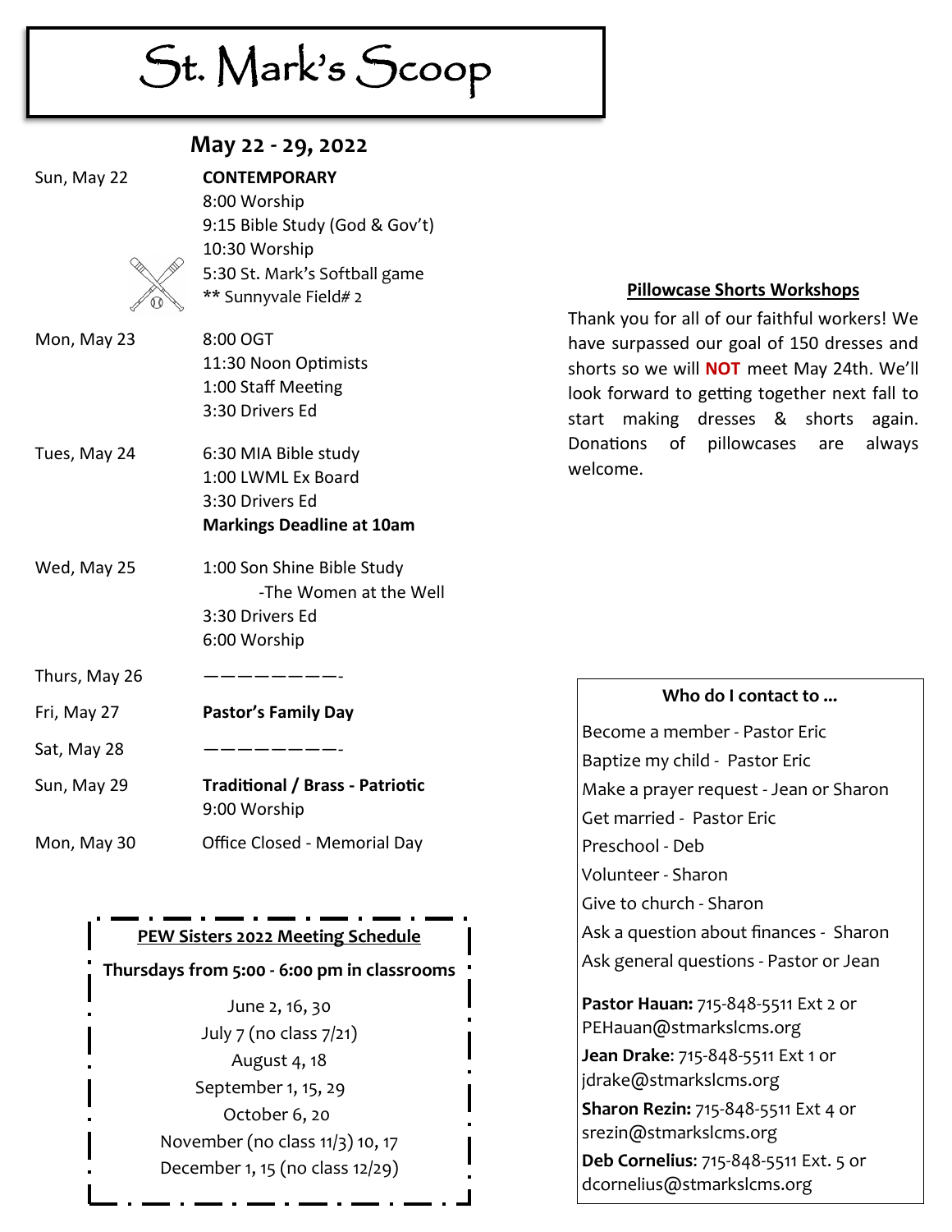# St. Mark's Scoop

## May 22 - 29, 2022

| | |
|---|---|
| Sun, May 22 | **CONTEMPORARY**<br>8:00 Worship<br>9:15 Bible Study (God & Gov't)<br>10:30 Worship<br>5:30 St. Mark's Softball game<br>** Sunnyvale Field# 2 |
| Mon, May 23 | 8:00 OGT<br>11:30 Noon Optimists<br>1:00 Staff Meeting<br>3:30 Drivers Ed |
| Tues, May 24 | 6:30 MIA Bible study<br>1:00 LWML Ex Board<br>3:30 Drivers Ed<br>**Markings Deadline at 10am** |
| Wed, May 25 | 1:00 Son Shine Bible Study<br>-The Women at the Well<br>3:30 Drivers Ed<br>6:00 Worship |
| Thurs, May 26 | ————————- |
| Fri, May 27 | **Pastor's Family Day** |
| Sat, May 28 | ————————- |
| Sun, May 29 | **Traditional / Brass - Patriotic**<br>9:00 Worship |
| Mon, May 30 | Office Closed - Memorial Day |

### PEW Sisters 2022 Meeting Schedule

**Thursdays from 5:00 - 6:00 pm in classrooms**

June 2, 16, 30
July 7 (no class 7/21)
August 4, 18
September 1, 15, 29
October 6, 20
November (no class 11/3) 10, 17
December 1, 15 (no class 12/29)

### Pillowcase Shorts Workshops

Thank you for all of our faithful workers! We have surpassed our goal of 150 dresses and shorts so we will **NOT** meet May 24th. We'll look forward to getting together next fall to start making dresses & shorts again. Donations of pillowcases are always welcome.

### Who do I contact to ...

Become a member - Pastor Eric
Baptize my child - Pastor Eric
Make a prayer request - Jean or Sharon
Get married - Pastor Eric
Preschool - Deb
Volunteer - Sharon
Give to church - Sharon
Ask a question about finances - Sharon
Ask general questions - Pastor or Jean

**Pastor Hauan:** 715-848-5511 Ext 2 or PEHauan@stmarkslcms.org

**Jean Drake**: 715-848-5511 Ext 1 or jdrake@stmarkslcms.org

**Sharon Rezin:** 715-848-5511 Ext 4 or srezin@stmarkslcms.org

**Deb Cornelius**: 715-848-5511 Ext. 5 or dcornelius@stmarkslcms.org